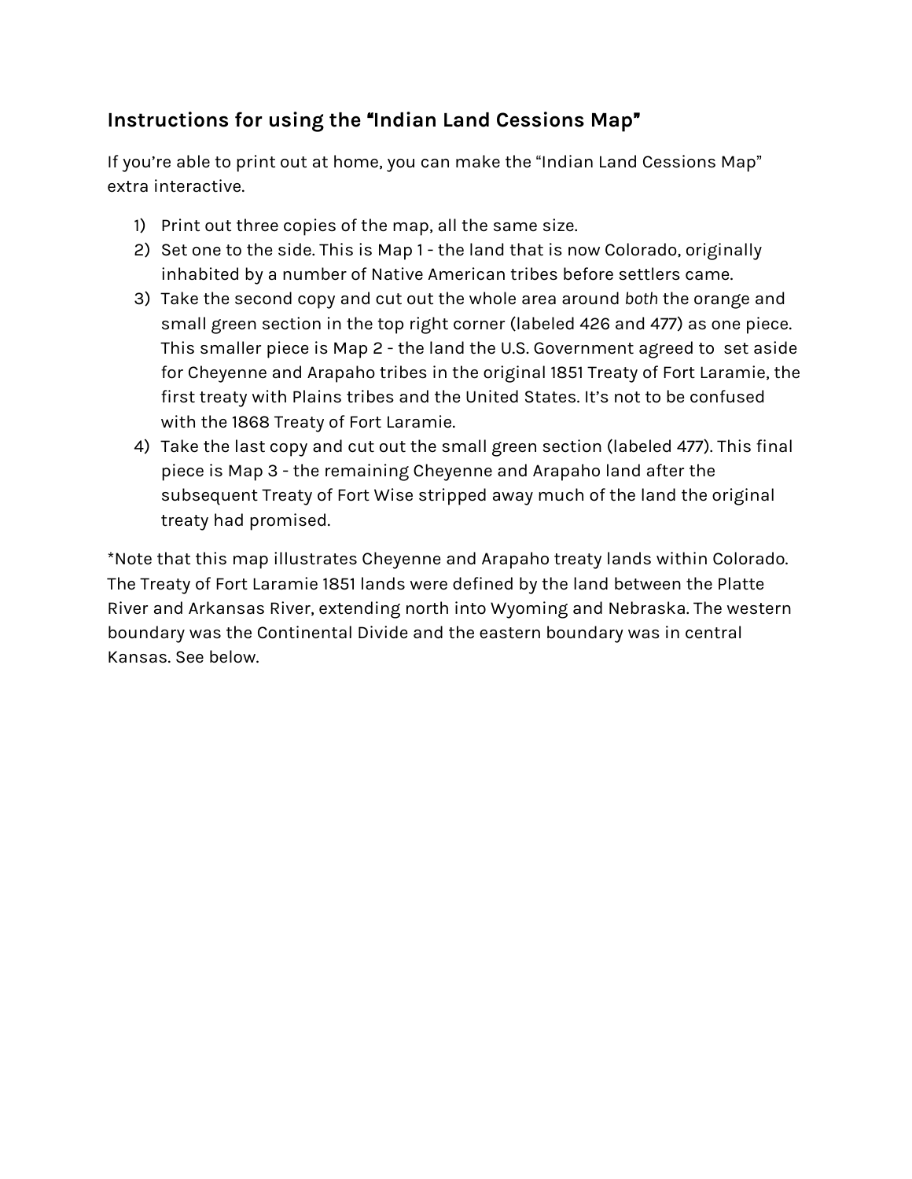## Instructions for using the "Indian Land Cessions Map"

If you're able to print out at home, you can make the "Indian Land Cessions Map" extra interactive.

1) Print out three copies of the map, all the same size.
2) Set one to the side. This is Map 1 - the land that is now Colorado, originally inhabited by a number of Native American tribes before settlers came.
3) Take the second copy and cut out the whole area around *both* the orange and small green section in the top right corner (labeled 426 and 477) as one piece. This smaller piece is Map 2 - the land the U.S. Government agreed to  set aside for Cheyenne and Arapaho tribes in the original 1851 Treaty of Fort Laramie, the first treaty with Plains tribes and the United States. It's not to be confused with the 1868 Treaty of Fort Laramie.
4) Take the last copy and cut out the small green section (labeled 477). This final piece is Map 3 - the remaining Cheyenne and Arapaho land after the subsequent Treaty of Fort Wise stripped away much of the land the original treaty had promised.

*Note that this map illustrates Cheyenne and Arapaho treaty lands within Colorado. The Treaty of Fort Laramie 1851 lands were defined by the land between the Platte River and Arkansas River, extending north into Wyoming and Nebraska. The western boundary was the Continental Divide and the eastern boundary was in central Kansas. See below.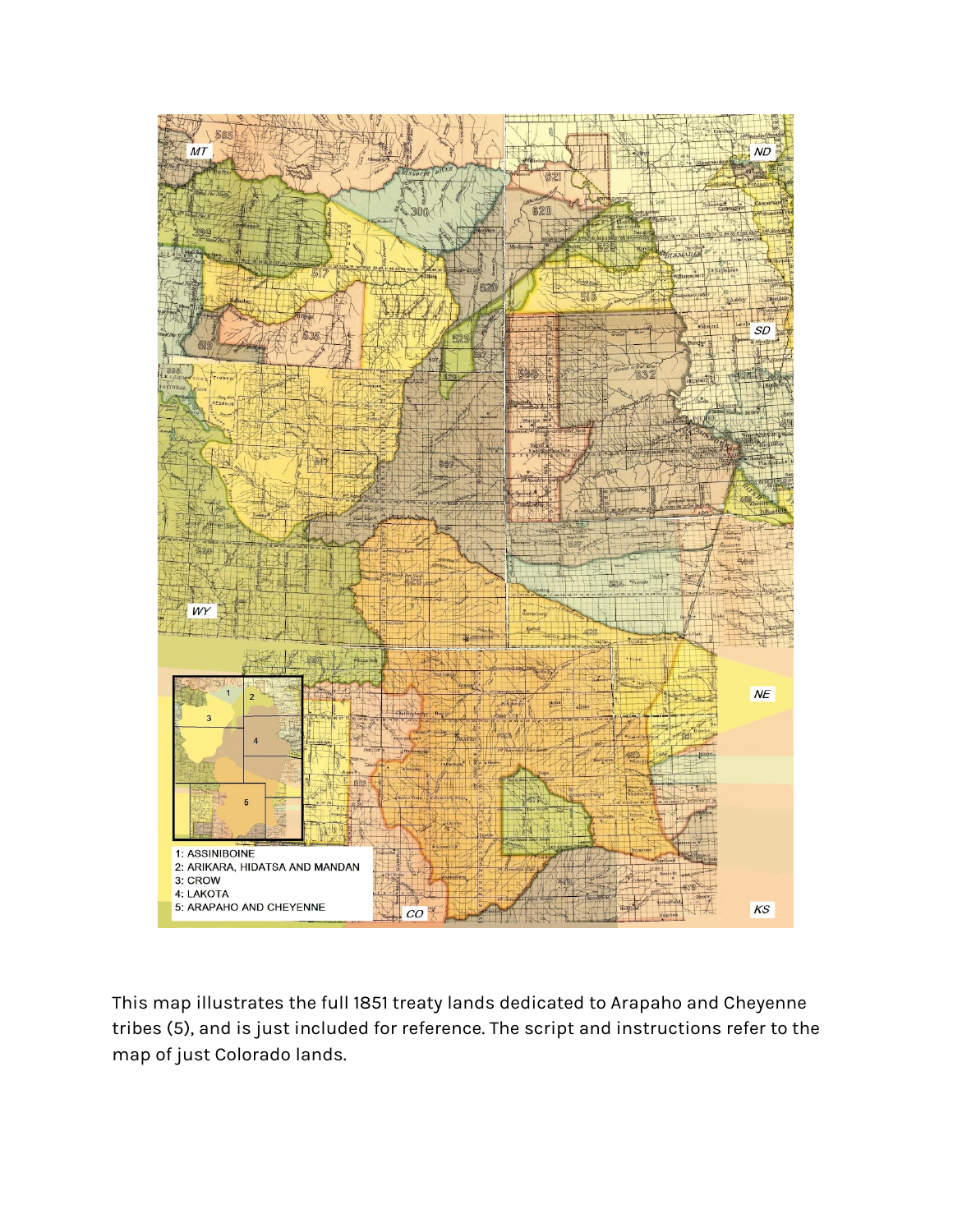1: ASSINIBOINE
2: ARIKARA, HIDATSA AND MANDAN
3: CROW
4: LAKOTA
5: ARAPAHO AND CHEYENNE

This map illustrates the full 1851 treaty lands dedicated to Arapaho and Cheyenne tribes (5), and is just included for reference. The script and instructions refer to the map of just Colorado lands.